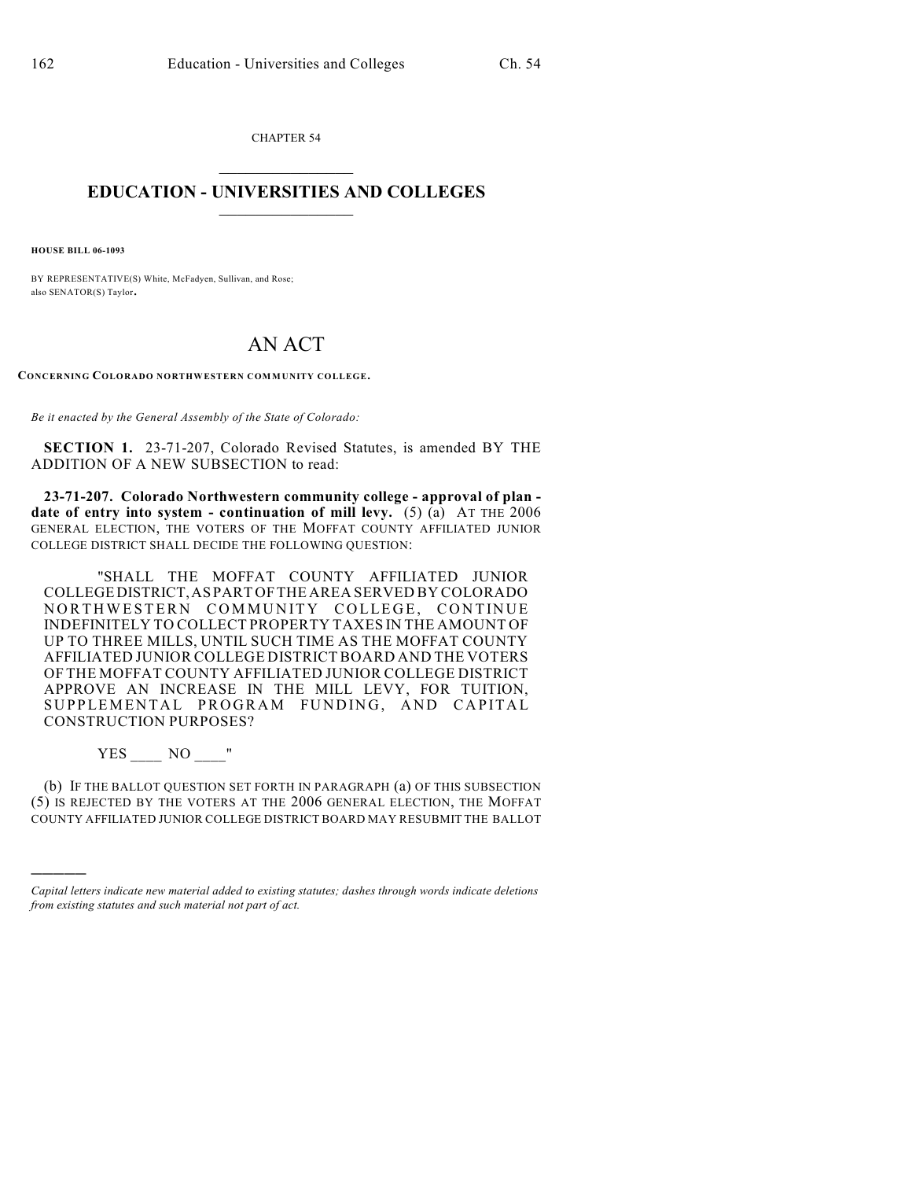CHAPTER 54

# EDUCATION - UNIVERSITIES AND COLLEGES

**HOUSE BILL 06-1093**

BY REPRESENTATIVE(S) White, McFadyen, Sullivan, and Rose;
also SENATOR(S) Taylor.

# AN ACT

**CONCERNING COLORADO NORTHWESTERN COMMUNITY COLLEGE.**

*Be it enacted by the General Assembly of the State of Colorado:*

**SECTION 1.** 23-71-207, Colorado Revised Statutes, is amended BY THE ADDITION OF A NEW SUBSECTION to read:

**23-71-207. Colorado Northwestern community college - approval of plan - date of entry into system - continuation of mill levy.** (5) (a) AT THE 2006 GENERAL ELECTION, THE VOTERS OF THE MOFFAT COUNTY AFFILIATED JUNIOR COLLEGE DISTRICT SHALL DECIDE THE FOLLOWING QUESTION:

"SHALL THE MOFFAT COUNTY AFFILIATED JUNIOR COLLEGE DISTRICT, AS PART OF THE AREA SERVED BY COLORADO NORTHWESTERN COMMUNITY COLLEGE, CONTINUE INDEFINITELY TO COLLECT PROPERTY TAXES IN THE AMOUNT OF UP TO THREE MILLS, UNTIL SUCH TIME AS THE MOFFAT COUNTY AFFILIATED JUNIOR COLLEGE DISTRICT BOARD AND THE VOTERS OF THE MOFFAT COUNTY AFFILIATED JUNIOR COLLEGE DISTRICT APPROVE AN INCREASE IN THE MILL LEVY, FOR TUITION, SUPPLEMENTAL PROGRAM FUNDING, AND CAPITAL CONSTRUCTION PURPOSES?

YES ____ NO ____"

(b) IF THE BALLOT QUESTION SET FORTH IN PARAGRAPH (a) OF THIS SUBSECTION (5) IS REJECTED BY THE VOTERS AT THE 2006 GENERAL ELECTION, THE MOFFAT COUNTY AFFILIATED JUNIOR COLLEGE DISTRICT BOARD MAY RESUBMIT THE BALLOT

---

*Capital letters indicate new material added to existing statutes; dashes through words indicate deletions from existing statutes and such material not part of act.*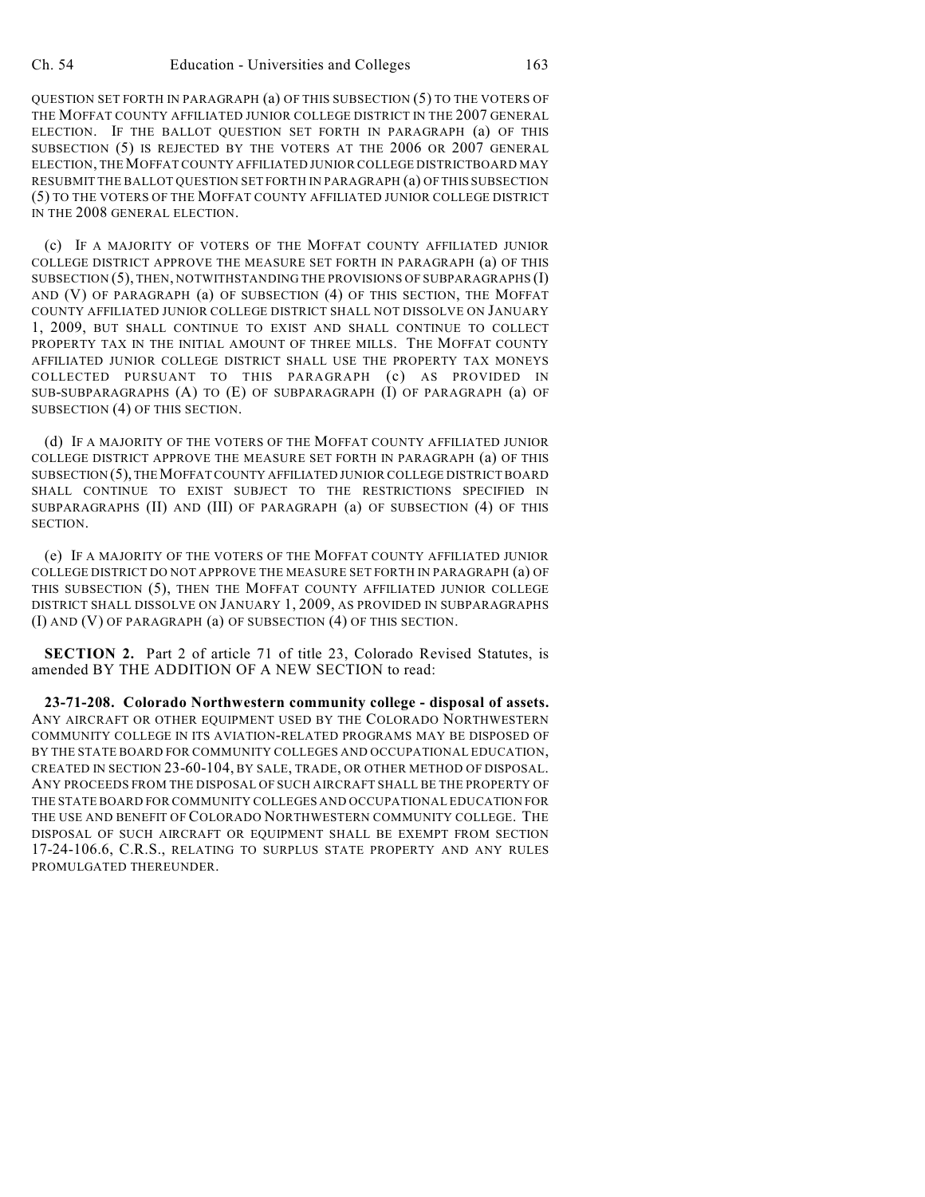QUESTION SET FORTH IN PARAGRAPH (a) OF THIS SUBSECTION (5) TO THE VOTERS OF THE MOFFAT COUNTY AFFILIATED JUNIOR COLLEGE DISTRICT IN THE 2007 GENERAL ELECTION. IF THE BALLOT QUESTION SET FORTH IN PARAGRAPH (a) OF THIS SUBSECTION (5) IS REJECTED BY THE VOTERS AT THE 2006 OR 2007 GENERAL ELECTION, THE MOFFAT COUNTY AFFILIATED JUNIOR COLLEGE DISTRICTBOARD MAY RESUBMIT THE BALLOT QUESTION SET FORTH IN PARAGRAPH (a) OF THIS SUBSECTION (5) TO THE VOTERS OF THE MOFFAT COUNTY AFFILIATED JUNIOR COLLEGE DISTRICT IN THE 2008 GENERAL ELECTION.

(c) IF A MAJORITY OF VOTERS OF THE MOFFAT COUNTY AFFILIATED JUNIOR COLLEGE DISTRICT APPROVE THE MEASURE SET FORTH IN PARAGRAPH (a) OF THIS SUBSECTION (5), THEN, NOTWITHSTANDING THE PROVISIONS OF SUBPARAGRAPHS (I) AND (V) OF PARAGRAPH (a) OF SUBSECTION (4) OF THIS SECTION, THE MOFFAT COUNTY AFFILIATED JUNIOR COLLEGE DISTRICT SHALL NOT DISSOLVE ON JANUARY 1, 2009, BUT SHALL CONTINUE TO EXIST AND SHALL CONTINUE TO COLLECT PROPERTY TAX IN THE INITIAL AMOUNT OF THREE MILLS. THE MOFFAT COUNTY AFFILIATED JUNIOR COLLEGE DISTRICT SHALL USE THE PROPERTY TAX MONEYS COLLECTED PURSUANT TO THIS PARAGRAPH (c) AS PROVIDED IN SUB-SUBPARAGRAPHS (A) TO (E) OF SUBPARAGRAPH (I) OF PARAGRAPH (a) OF SUBSECTION (4) OF THIS SECTION.

(d) IF A MAJORITY OF THE VOTERS OF THE MOFFAT COUNTY AFFILIATED JUNIOR COLLEGE DISTRICT APPROVE THE MEASURE SET FORTH IN PARAGRAPH (a) OF THIS SUBSECTION (5), THE MOFFAT COUNTY AFFILIATED JUNIOR COLLEGE DISTRICT BOARD SHALL CONTINUE TO EXIST SUBJECT TO THE RESTRICTIONS SPECIFIED IN SUBPARAGRAPHS (II) AND (III) OF PARAGRAPH (a) OF SUBSECTION (4) OF THIS SECTION.

(e) IF A MAJORITY OF THE VOTERS OF THE MOFFAT COUNTY AFFILIATED JUNIOR COLLEGE DISTRICT DO NOT APPROVE THE MEASURE SET FORTH IN PARAGRAPH (a) OF THIS SUBSECTION (5), THEN THE MOFFAT COUNTY AFFILIATED JUNIOR COLLEGE DISTRICT SHALL DISSOLVE ON JANUARY 1, 2009, AS PROVIDED IN SUBPARAGRAPHS (I) AND (V) OF PARAGRAPH (a) OF SUBSECTION (4) OF THIS SECTION.

**SECTION 2.** Part 2 of article 71 of title 23, Colorado Revised Statutes, is amended BY THE ADDITION OF A NEW SECTION to read:

**23-71-208. Colorado Northwestern community college - disposal of assets.** ANY AIRCRAFT OR OTHER EQUIPMENT USED BY THE COLORADO NORTHWESTERN COMMUNITY COLLEGE IN ITS AVIATION-RELATED PROGRAMS MAY BE DISPOSED OF BY THE STATE BOARD FOR COMMUNITY COLLEGES AND OCCUPATIONAL EDUCATION, CREATED IN SECTION 23-60-104, BY SALE, TRADE, OR OTHER METHOD OF DISPOSAL. ANY PROCEEDS FROM THE DISPOSAL OF SUCH AIRCRAFT SHALL BE THE PROPERTY OF THE STATE BOARD FOR COMMUNITY COLLEGES AND OCCUPATIONAL EDUCATION FOR THE USE AND BENEFIT OF COLORADO NORTHWESTERN COMMUNITY COLLEGE. THE DISPOSAL OF SUCH AIRCRAFT OR EQUIPMENT SHALL BE EXEMPT FROM SECTION 17-24-106.6, C.R.S., RELATING TO SURPLUS STATE PROPERTY AND ANY RULES PROMULGATED THEREUNDER.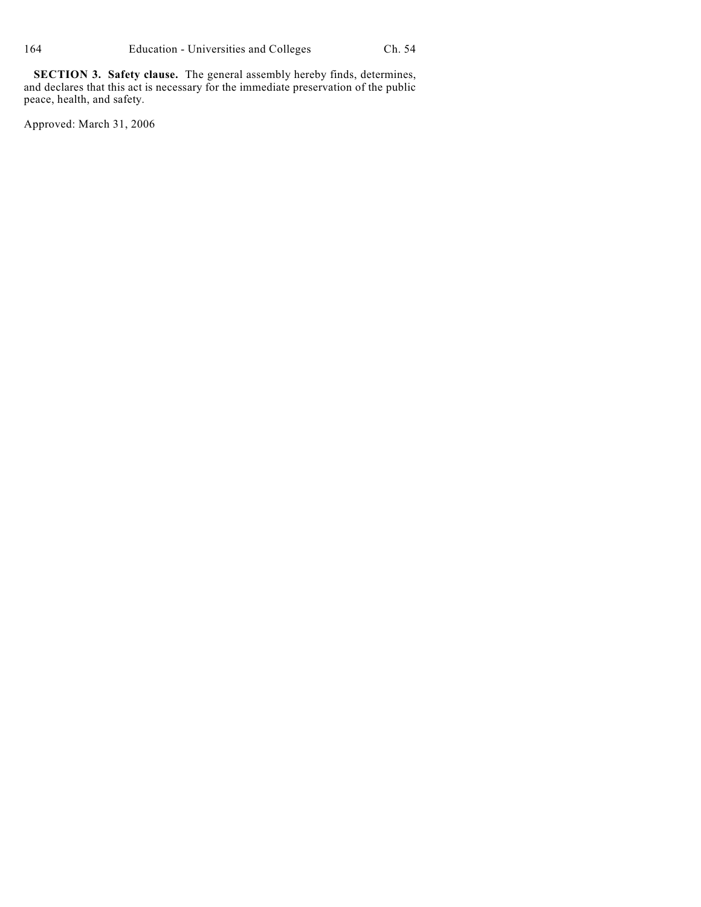**SECTION 3. Safety clause.** The general assembly hereby finds, determines, and declares that this act is necessary for the immediate preservation of the public peace, health, and safety.

Approved: March 31, 2006